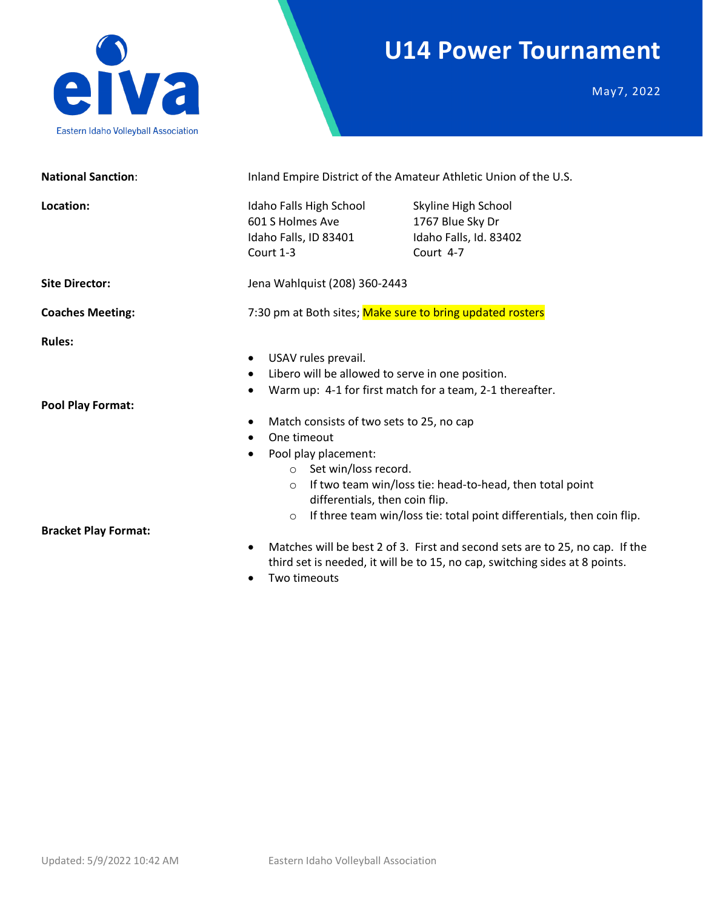eiva

Eastern Idaho Volleyball Association

# U14 Power Tournament

May7, 2022

**National Sanction**: Inland Empire District of the Amateur Athletic Union of the U.S.

**Location:**

Idaho Falls High School
601 S Holmes Ave
Idaho Falls, ID 83401
Court 1-3

Skyline High School
1767 Blue Sky Dr
Idaho Falls, Id. 83402
Court 4-7

**Site Director:** Jena Wahlquist (208) 360-2443

**Coaches Meeting:** 7:30 pm at Both sites; Make sure to bring updated rosters

**Rules:**

- USAV rules prevail.
- Libero will be allowed to serve in one position.
- Warm up: 4-1 for first match for a team, 2-1 thereafter.

**Pool Play Format:**

- Match consists of two sets to 25, no cap
- One timeout
- Pool play placement:
  - Set win/loss record.
  - If two team win/loss tie: head-to-head, then total point differentials, then coin flip.
  - If three team win/loss tie: total point differentials, then coin flip.

**Bracket Play Format:**

- Matches will be best 2 of 3. First and second sets are to 25, no cap. If the third set is needed, it will be to 15, no cap, switching sides at 8 points.
- Two timeouts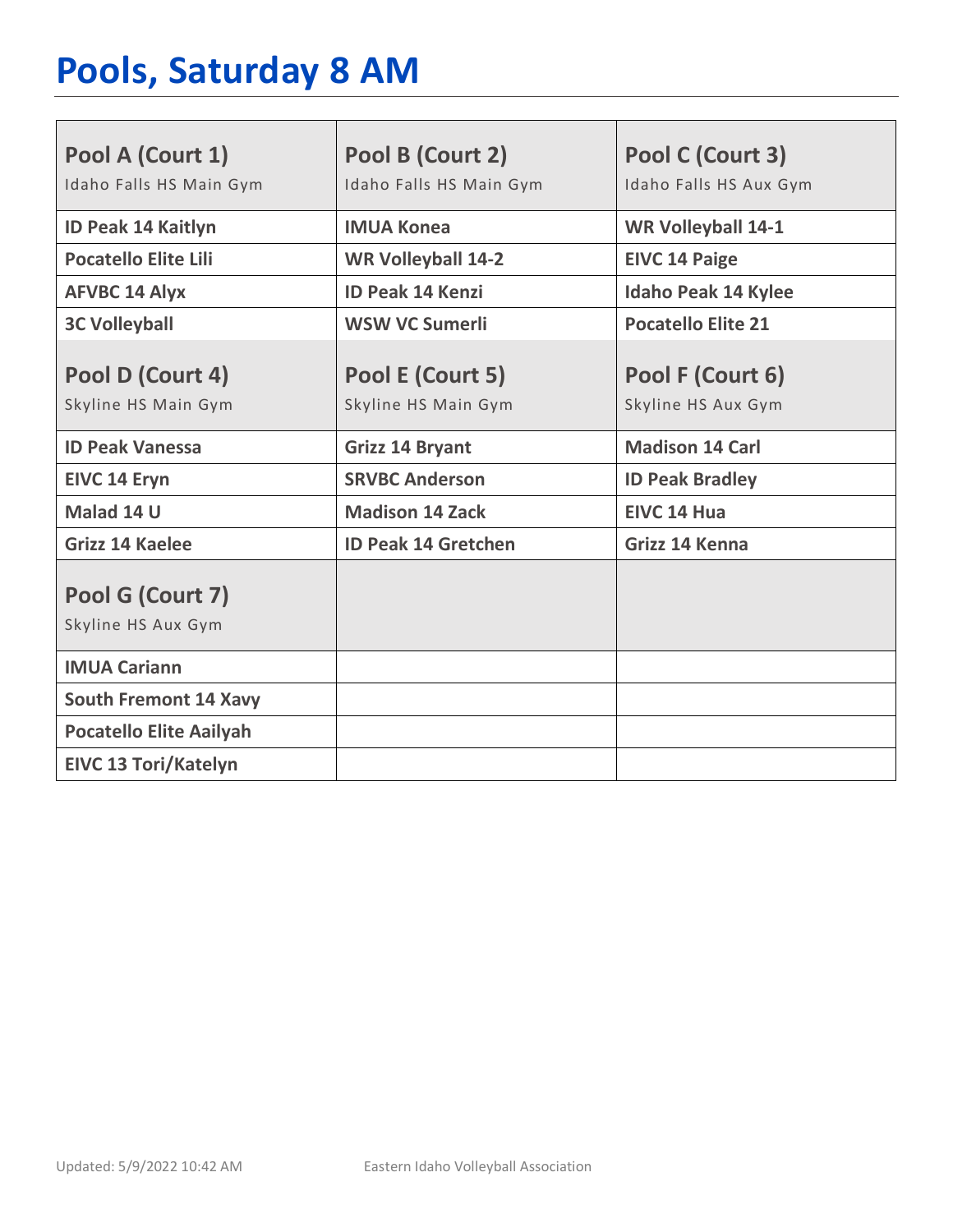# Pools, Saturday 8 AM

| Pool A (Court 1) Idaho Falls HS Main Gym | Pool B (Court 2) Idaho Falls HS Main Gym | Pool C (Court 3) Idaho Falls HS Aux Gym |
|---|---|---|
| ID Peak 14 Kaitlyn | IMUA Konea | WR Volleyball 14-1 |
| Pocatello Elite Lili | WR Volleyball 14-2 | EIVC 14 Paige |
| AFVBC 14 Alyx | ID Peak 14 Kenzi | Idaho Peak 14 Kylee |
| 3C Volleyball | WSW VC Sumerli | Pocatello Elite 21 |
| **Pool D (Court 4)** Skyline HS Main Gym | **Pool E (Court 5)** Skyline HS Main Gym | **Pool F (Court 6)** Skyline HS Aux Gym |
| ID Peak Vanessa | Grizz 14 Bryant | Madison 14 Carl |
| EIVC 14 Eryn | SRVBC Anderson | ID Peak Bradley |
| Malad 14 U | Madison 14 Zack | EIVC 14 Hua |
| Grizz 14 Kaelee | ID Peak 14 Gretchen | Grizz 14 Kenna |
| **Pool G (Court 7)** Skyline HS Aux Gym | | |
| IMUA Cariann | | |
| South Fremont 14 Xavy | | |
| Pocatello Elite Aailyah | | |
| EIVC 13 Tori/Katelyn | | |

Updated: 5/9/2022 10:42 AM Eastern Idaho Volleyball Association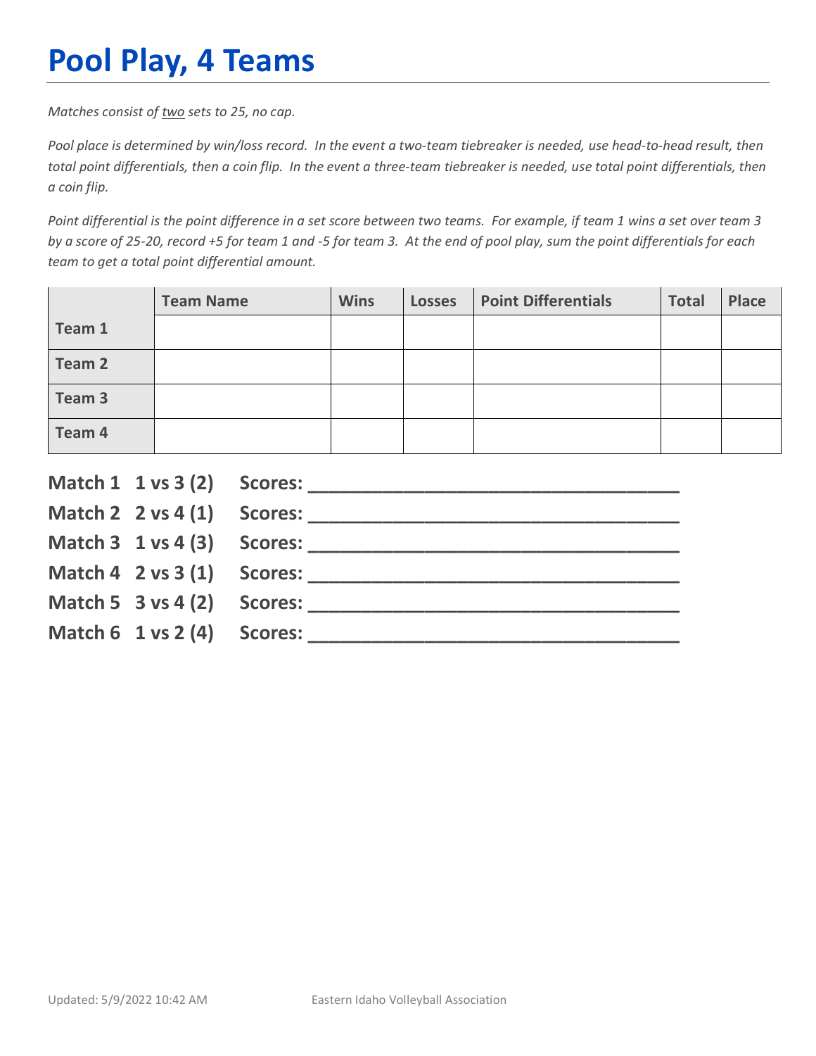# Pool Play, 4 Teams

*Matches consist of two sets to 25, no cap.*

*Pool place is determined by win/loss record. In the event a two-team tiebreaker is needed, use head-to-head result, then total point differentials, then a coin flip. In the event a three-team tiebreaker is needed, use total point differentials, then a coin flip.*

*Point differential is the point difference in a set score between two teams. For example, if team 1 wins a set over team 3 by a score of 25-20, record +5 for team 1 and -5 for team 3. At the end of pool play, sum the point differentials for each team to get a total point differential amount.*

| | Team Name | Wins | Losses | Point Differentials | Total | Place |
|---|---|---|---|---|---|---|
| Team 1 | | | | | | |
| Team 2 | | | | | | |
| Team 3 | | | | | | |
| Team 4 | | | | | | |

**Match 1 1 vs 3 (2) Scores: ___________________________________**

**Match 2 2 vs 4 (1) Scores: ___________________________________**

**Match 3 1 vs 4 (3) Scores: ___________________________________**

**Match 4 2 vs 3 (1) Scores: ___________________________________**

**Match 5 3 vs 4 (2) Scores: ___________________________________**

**Match 6 1 vs 2 (4) Scores: ___________________________________**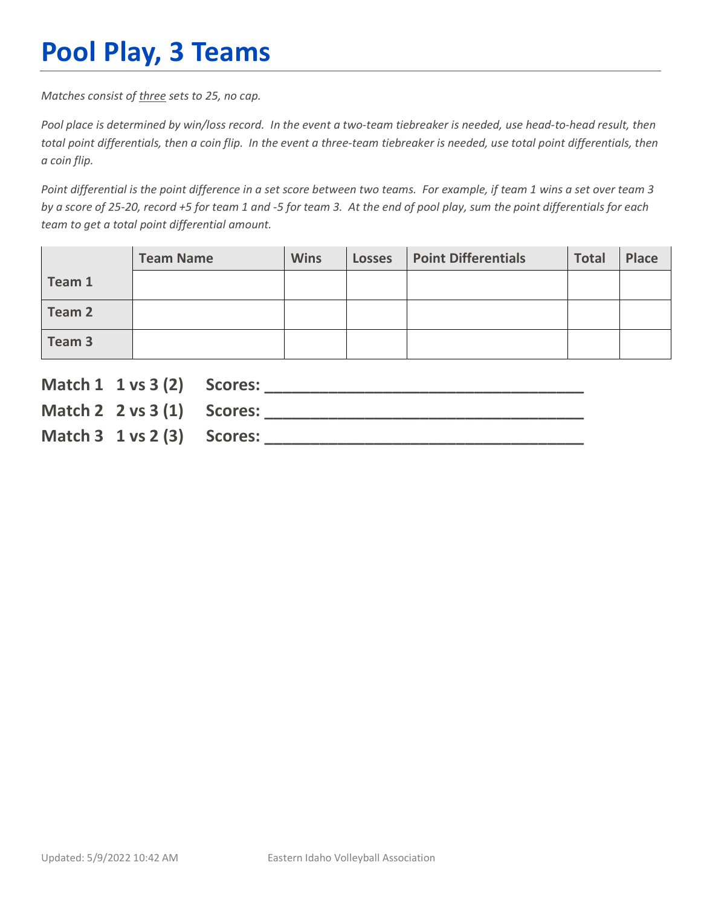# Pool Play, 3 Teams

*Matches consist of <u>three</u> sets to 25, no cap.*

*Pool place is determined by win/loss record. In the event a two-team tiebreaker is needed, use head-to-head result, then total point differentials, then a coin flip. In the event a three-team tiebreaker is needed, use total point differentials, then a coin flip.*

*Point differential is the point difference in a set score between two teams. For example, if team 1 wins a set over team 3 by a score of 25-20, record +5 for team 1 and -5 for team 3. At the end of pool play, sum the point differentials for each team to get a total point differential amount.*

| | Team Name | Wins | Losses | Point Differentials | Total | Place |
|---|---|---|---|---|---|---|
| **Team 1** | | | | | | |
| **Team 2** | | | | | | |
| **Team 3** | | | | | | |

**Match 1 1 vs 3 (2) Scores: ___________________________________**

**Match 2 2 vs 3 (1) Scores: ___________________________________**

**Match 3 1 vs 2 (3) Scores: ___________________________________**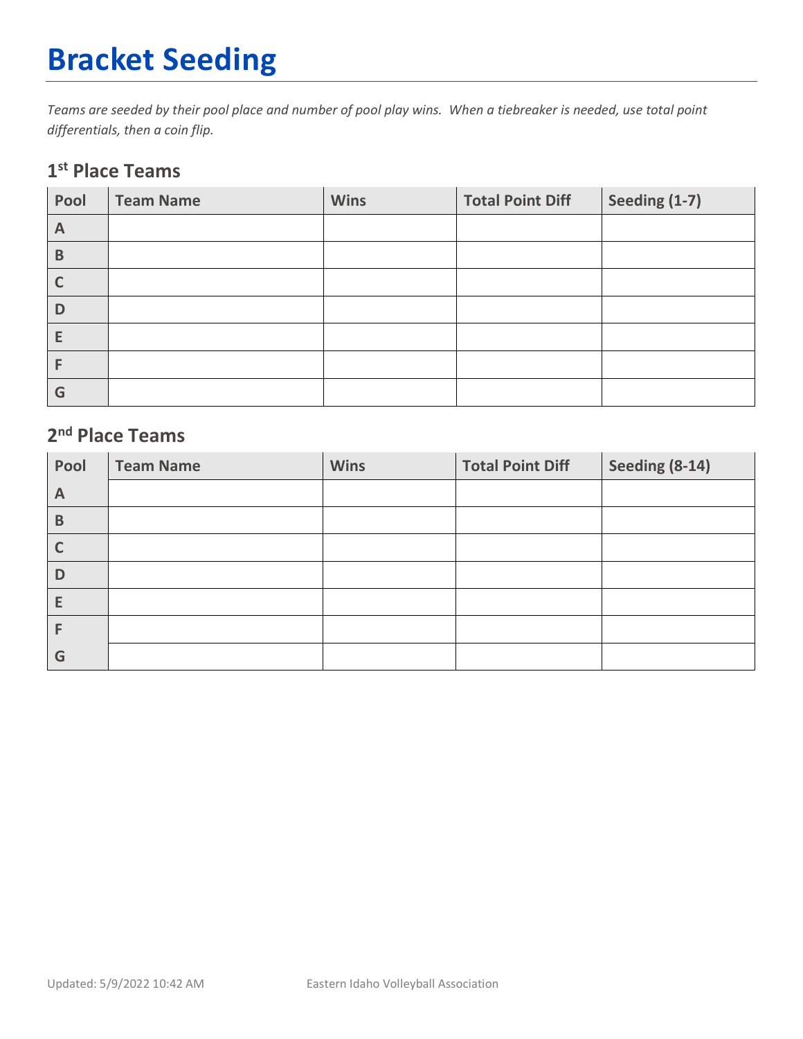# Bracket Seeding

*Teams are seeded by their pool place and number of pool play wins. When a tiebreaker is needed, use total point differentials, then a coin flip.*

## 1st Place Teams

| Pool | Team Name | Wins | Total Point Diff | Seeding (1-7) |
|---|---|---|---|---|
| A | | | | |
| B | | | | |
| C | | | | |
| D | | | | |
| E | | | | |
| F | | | | |
| G | | | | |

## 2nd Place Teams

| Pool | Team Name | Wins | Total Point Diff | Seeding (8-14) |
|---|---|---|---|---|
| A | | | | |
| B | | | | |
| C | | | | |
| D | | | | |
| E | | | | |
| F | | | | |
| G | | | | |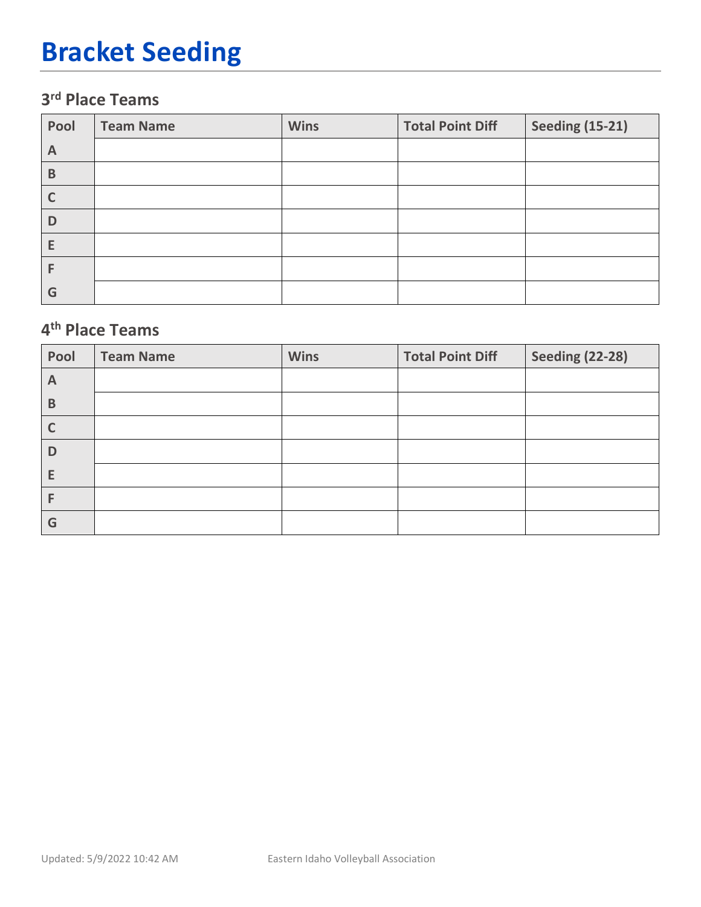# Bracket Seeding

### 3rd Place Teams

| Pool | Team Name | Wins | Total Point Diff | Seeding (15-21) |
|---|---|---|---|---|
| A | | | | |
| B | | | | |
| C | | | | |
| D | | | | |
| E | | | | |
| F | | | | |
| G | | | | |

### 4th Place Teams

| Pool | Team Name | Wins | Total Point Diff | Seeding (22-28) |
|---|---|---|---|---|
| A | | | | |
| B | | | | |
| C | | | | |
| D | | | | |
| E | | | | |
| F | | | | |
| G | | | | |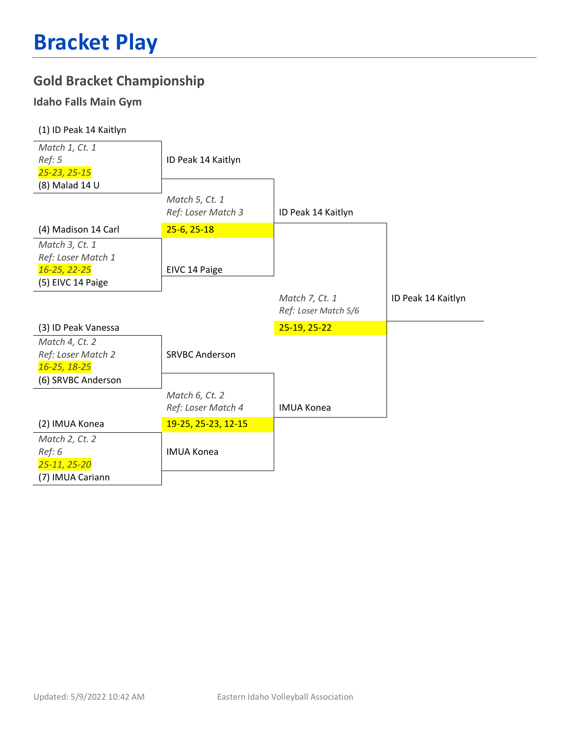# Bracket Play

## Gold Bracket Championship

### Idaho Falls Main Gym

(1) ID Peak 14 Kaitlyn

*Match 1, Ct. 1*
*Ref: 5*
*25-23, 25-15*
(8) Malad 14 U

→ ID Peak 14 Kaitlyn

(4) Madison 14 Carl

*Match 3, Ct. 1*
*Ref: Loser Match 1*
*16-25, 22-25*
(5) EIVC 14 Paige

→ EIVC 14 Paige

*Match 5, Ct. 1*
*Ref: Loser Match 3*
25-6, 25-18

→ ID Peak 14 Kaitlyn

(3) ID Peak Vanessa

*Match 4, Ct. 2*
*Ref: Loser Match 2*
*16-25, 18-25*
(6) SRVBC Anderson

→ SRVBC Anderson

(2) IMUA Konea

*Match 2, Ct. 2*
*Ref: 6*
*25-11, 25-20*
(7) IMUA Cariann

→ IMUA Konea

*Match 6, Ct. 2*
*Ref: Loser Match 4*
19-25, 25-23, 12-15

→ IMUA Konea

*Match 7, Ct. 1*
*Ref: Loser Match 5/6*
25-19, 25-22

→ ID Peak 14 Kaitlyn

Updated: 5/9/2022 10:42 AM

Eastern Idaho Volleyball Association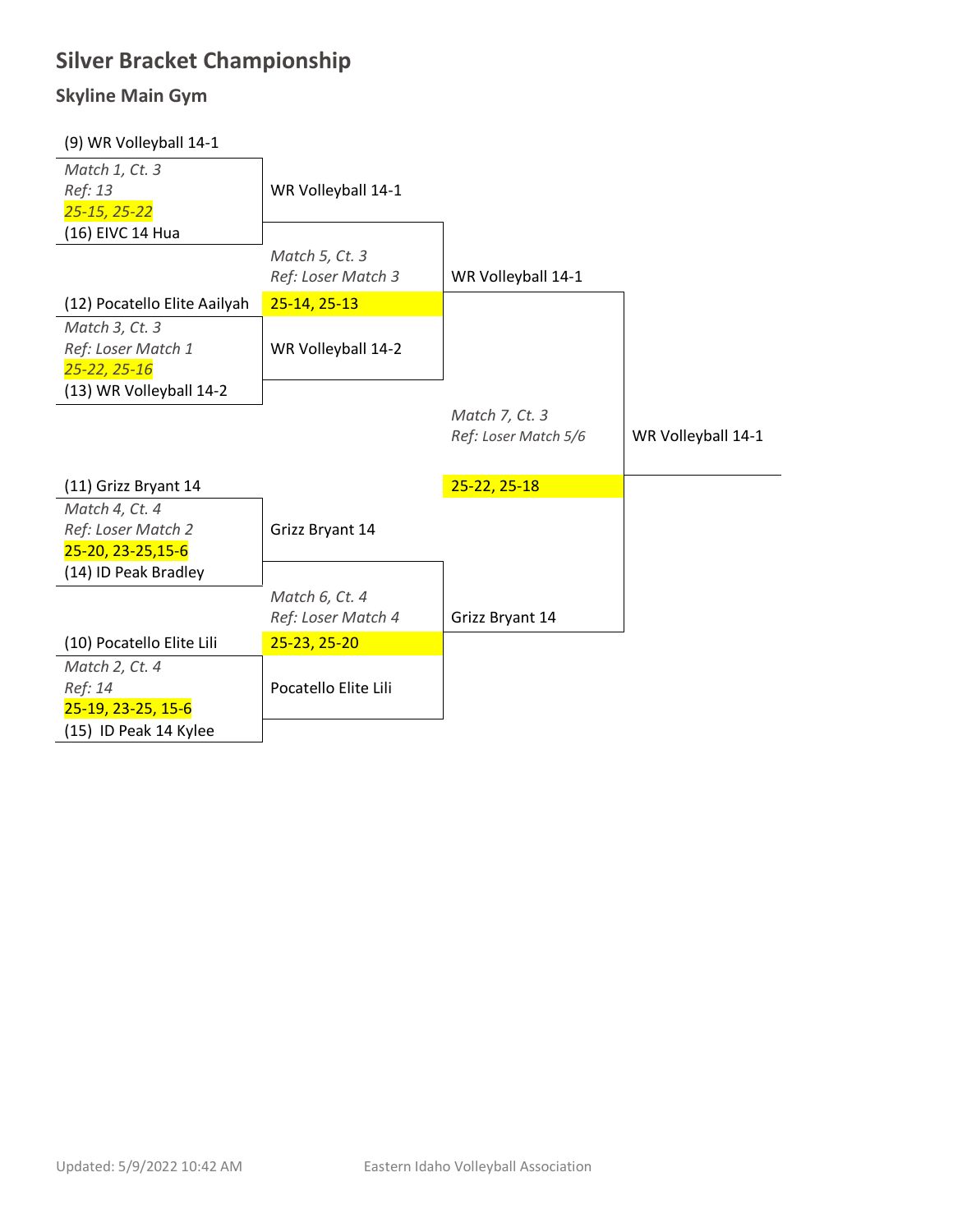# Silver Bracket Championship

## Skyline Main Gym

**First Round**

(9) WR Volleyball 14-1
*Match 1, Ct. 3*
*Ref: 13*
*25-15, 25-22*
(16) EIVC 14 Hua

(12) Pocatello Elite Aailyah
*Match 3, Ct. 3*
*Ref: Loser Match 1*
*25-22, 25-16*
(13) WR Volleyball 14-2

(11) Grizz Bryant 14
*Match 4, Ct. 4*
*Ref: Loser Match 2*
25-20, 23-25,15-6
(14) ID Peak Bradley

(10) Pocatello Elite Lili
*Match 2, Ct. 4*
*Ref: 14*
25-19, 23-25, 15-6
(15) ID Peak 14 Kylee

**Second Round**

WR Volleyball 14-1
*Match 5, Ct. 3*
*Ref: Loser Match 3*
25-14, 25-13
WR Volleyball 14-2

Grizz Bryant 14
*Match 6, Ct. 4*
*Ref: Loser Match 4*
25-23, 25-20
Pocatello Elite Lili

**Final**

WR Volleyball 14-1
*Match 7, Ct. 3*
*Ref: Loser Match 5/6*
25-22, 25-18
Grizz Bryant 14

**Champion:** WR Volleyball 14-1

Updated: 5/9/2022 10:42 AM

Eastern Idaho Volleyball Association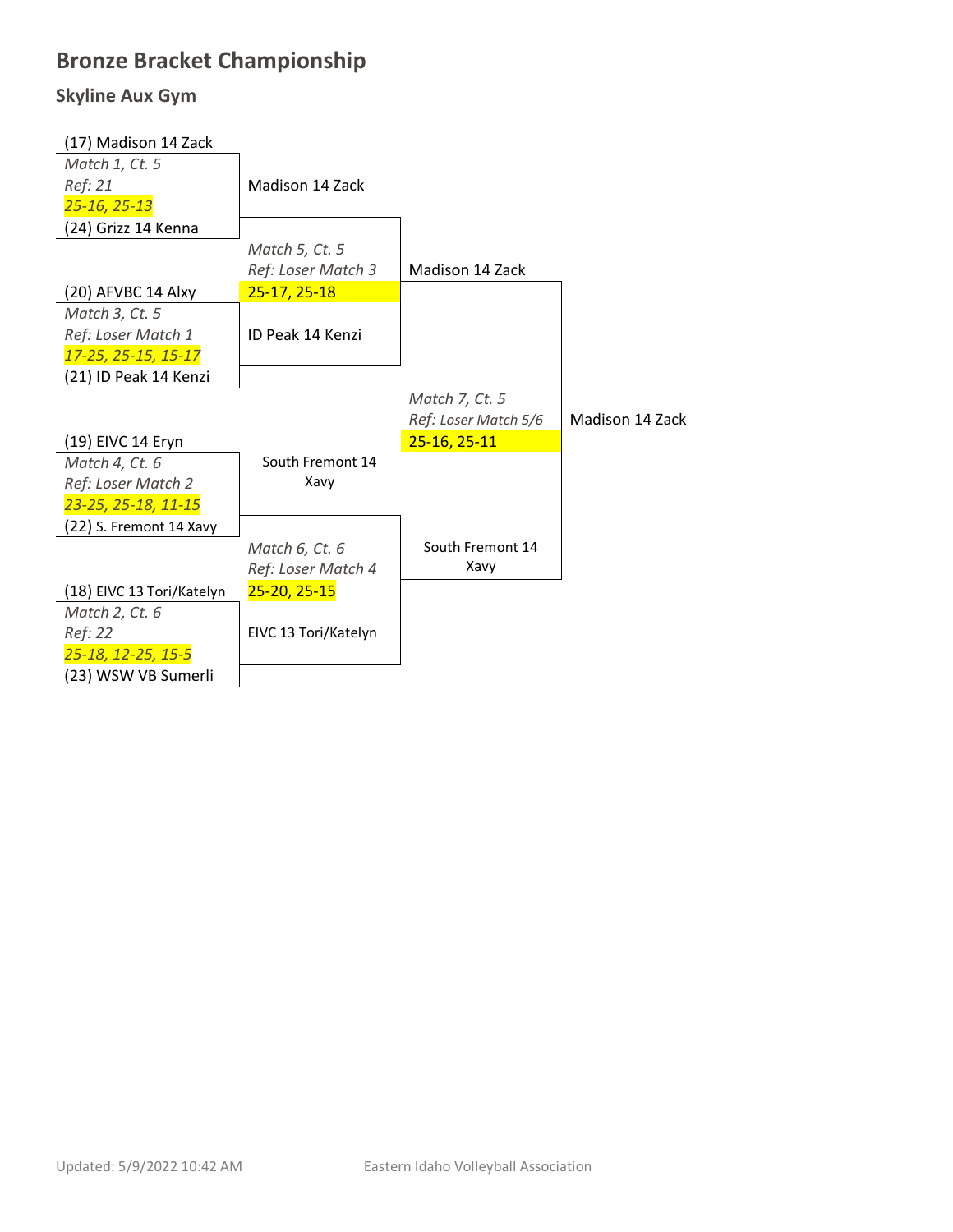# Bronze Bracket Championship

## Skyline Aux Gym

**Round 1**

| Match | Court | Ref | Teams | Scores | Winner |
| --- | --- | --- | --- | --- | --- |
| Match 1 | Ct. 5 | Ref: 21 | (17) Madison 14 Zack vs. (24) Grizz 14 Kenna | *25-16, 25-13* | Madison 14 Zack |
| Match 3 | Ct. 5 | Ref: Loser Match 1 | (20) AFVBC 14 Alxy vs. (21) ID Peak 14 Kenzi | *17-25, 25-15, 15-17* | ID Peak 14 Kenzi |
| Match 4 | Ct. 6 | Ref: Loser Match 2 | (19) EIVC 14 Eryn vs. (22) S. Fremont 14 Xavy | *23-25, 25-18, 11-15* | South Fremont 14 Xavy |
| Match 2 | Ct. 6 | Ref: 22 | (18) EIVC 13 Tori/Katelyn vs. (23) WSW VB Sumerli | *25-18, 12-25, 15-5* | EIVC 13 Tori/Katelyn |

**Round 2**

| Match | Court | Ref | Teams | Scores | Winner |
| --- | --- | --- | --- | --- | --- |
| Match 5 | Ct. 5 | Ref: Loser Match 3 | Madison 14 Zack vs. ID Peak 14 Kenzi | 25-17, 25-18 | Madison 14 Zack |
| Match 6 | Ct. 6 | Ref: Loser Match 4 | South Fremont 14 Xavy vs. EIVC 13 Tori/Katelyn | 25-20, 25-15 | South Fremont 14 Xavy |

**Championship**

| Match | Court | Ref | Teams | Scores | Winner |
| --- | --- | --- | --- | --- | --- |
| Match 7 | Ct. 5 | Ref: Loser Match 5/6 | Madison 14 Zack vs. South Fremont 14 Xavy | 25-16, 25-11 | Madison 14 Zack |

Updated: 5/9/2022 10:42 AM

Eastern Idaho Volleyball Association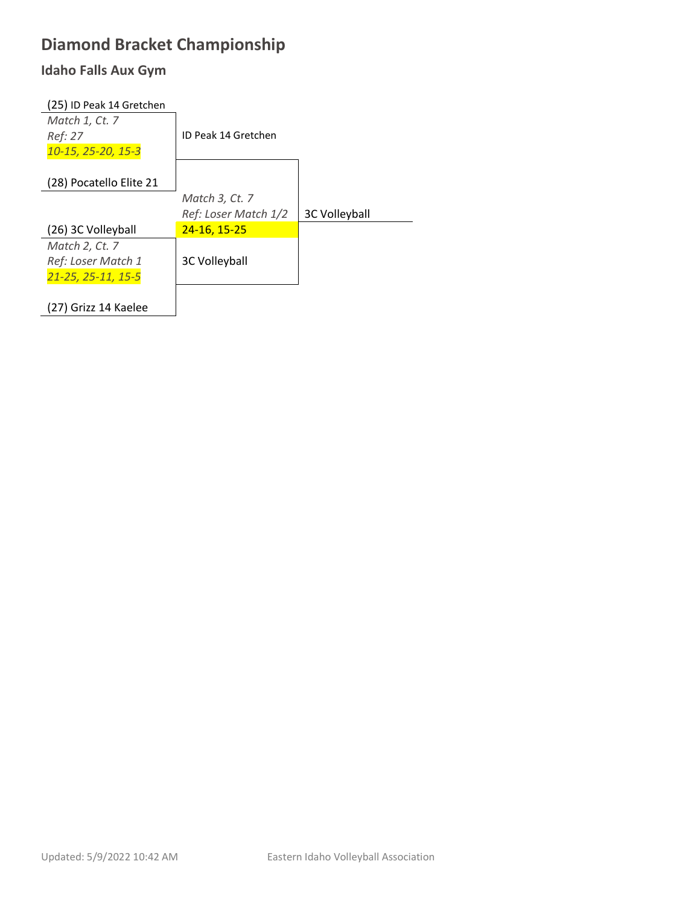# Diamond Bracket Championship

## Idaho Falls Aux Gym

(25) ID Peak 14 Gretchen

*Match 1, Ct. 7*
*Ref: 27*
*10-15, 25-20, 15-3*

(28) Pocatello Elite 21

ID Peak 14 Gretchen

*Match 3, Ct. 7*
*Ref: Loser Match 1/2*
24-16, 15-25

3C Volleyball

(26) 3C Volleyball

*Match 2, Ct. 7*
*Ref: Loser Match 1*
*21-25, 25-11, 15-5*

(27) Grizz 14 Kaelee

3C Volleyball

Updated: 5/9/2022 10:42 AM

Eastern Idaho Volleyball Association